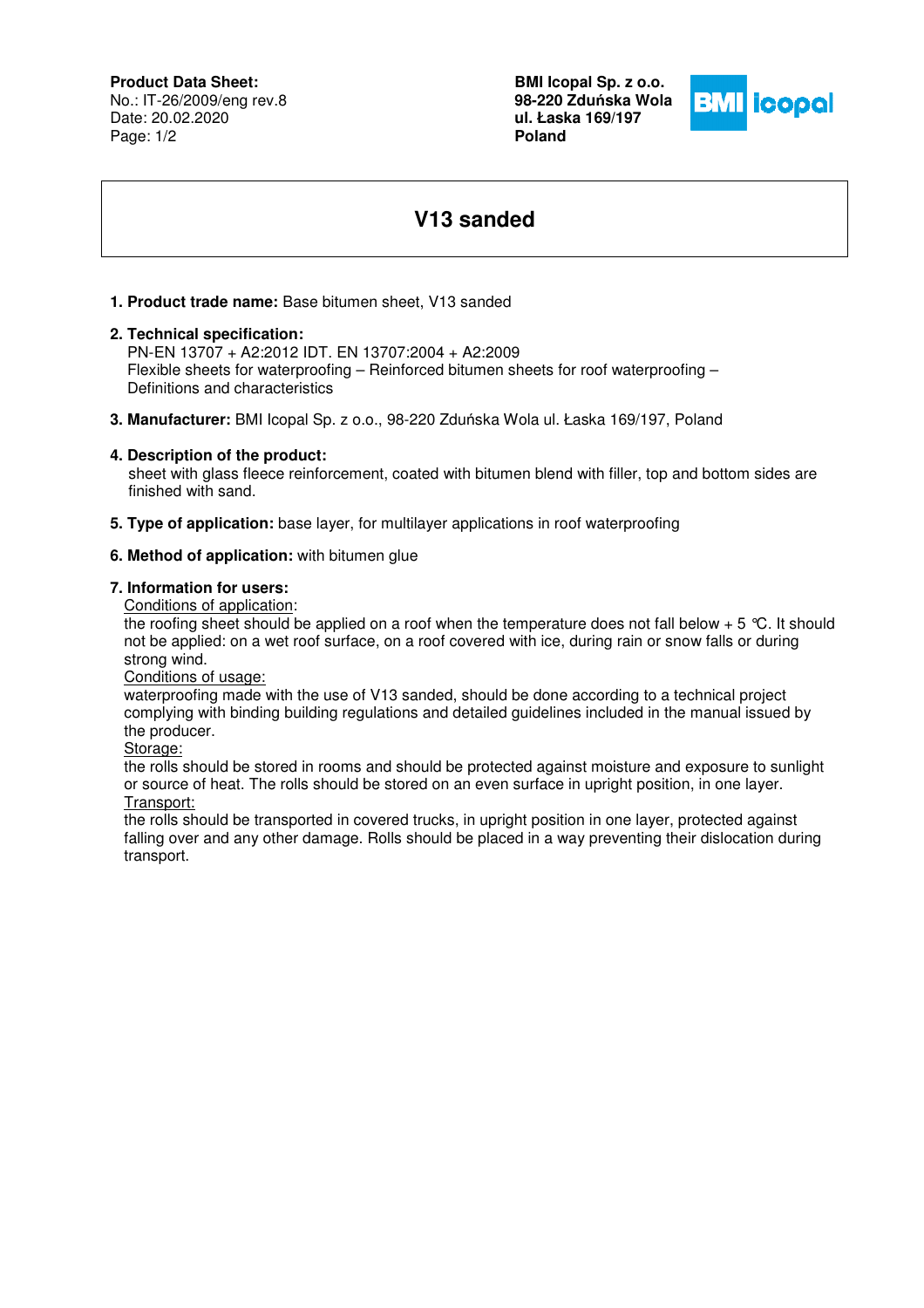**Product Data Sheet:**
No.: IT-26/2009/eng rev.8
Date: 20.02.2020

**BMI Icopal Sp. z o.o.**
**98-220 Zduńska Wola**
**ul. Łaska 169/197**
**Poland**

# V13 sanded

1. **Product trade name:** Base bitumen sheet, V13 sanded

2. **Technical specification:**
   PN-EN 13707 + A2:2012 IDT. EN 13707:2004 + A2:2009
   Flexible sheets for waterproofing – Reinforced bitumen sheets for roof waterproofing – Definitions and characteristics

3. **Manufacturer:** BMI Icopal Sp. z o.o., 98-220 Zduńska Wola ul. Łaska 169/197, Poland

4. **Description of the product:**
   sheet with glass fleece reinforcement, coated with bitumen blend with filler, top and bottom sides are finished with sand.

5. **Type of application:** base layer, for multilayer applications in roof waterproofing

6. **Method of application:** with bitumen glue

7. **Information for users:**

   Conditions of application:
   the roofing sheet should be applied on a roof when the temperature does not fall below + 5 °C. It should not be applied: on a wet roof surface, on a roof covered with ice, during rain or snow falls or during strong wind.

   Conditions of usage:
   waterproofing made with the use of V13 sanded, should be done according to a technical project complying with binding building regulations and detailed guidelines included in the manual issued by the producer.

   Storage:
   the rolls should be stored in rooms and should be protected against moisture and exposure to sunlight or source of heat. The rolls should be stored on an even surface in upright position, in one layer.

   Transport:
   the rolls should be transported in covered trucks, in upright position in one layer, protected against falling over and any other damage. Rolls should be placed in a way preventing their dislocation during transport.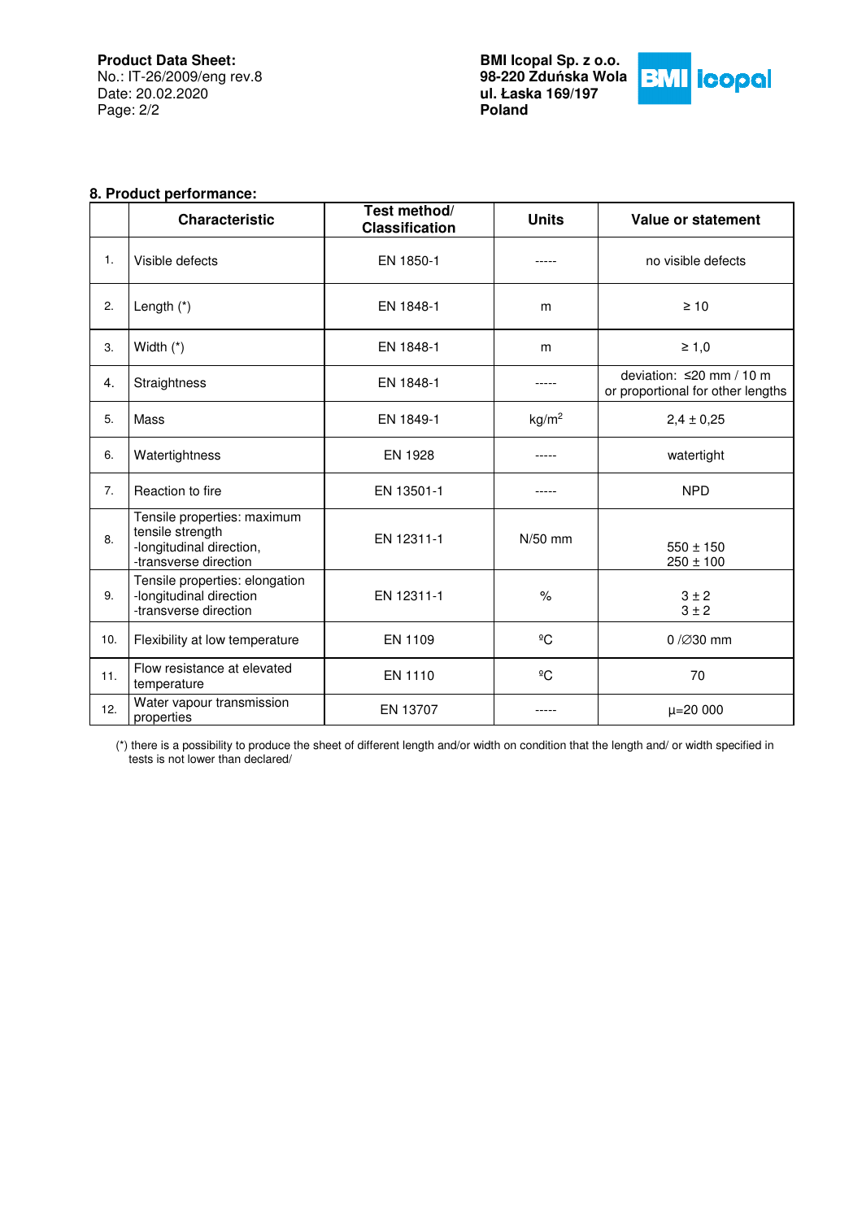## 8. Product performance:

| | Characteristic | Test method/ Classification | Units | Value or statement |
|---|---|---|---|---|
| 1. | Visible defects | EN 1850-1 | ----- | no visible defects |
| 2. | Length (*) | EN 1848-1 | m | ≥ 10 |
| 3. | Width (*) | EN 1848-1 | m | ≥ 1,0 |
| 4. | Straightness | EN 1848-1 | ----- | deviation: ≤20 mm / 10 m or proportional for other lengths |
| 5. | Mass | EN 1849-1 | kg/m$^2$ | 2,4 ± 0,25 |
| 6. | Watertightness | EN 1928 | ----- | watertight |
| 7. | Reaction to fire | EN 13501-1 | ----- | NPD |
| 8. | Tensile properties: maximum tensile strength -longitudinal direction, -transverse direction | EN 12311-1 | N/50 mm | 550 ± 150 250 ± 100 |
| 9. | Tensile properties: elongation -longitudinal direction -transverse direction | EN 12311-1 | % | 3 ± 2 3 ± 2 |
| 10. | Flexibility at low temperature | EN 1109 | ºC | 0 /∅30 mm |
| 11. | Flow resistance at elevated temperature | EN 1110 | ºC | 70 |
| 12. | Water vapour transmission properties | EN 13707 | ----- | μ=20 000 |

(*) there is a possibility to produce the sheet of different length and/or width on condition that the length and/ or width specified in tests is not lower than declared/